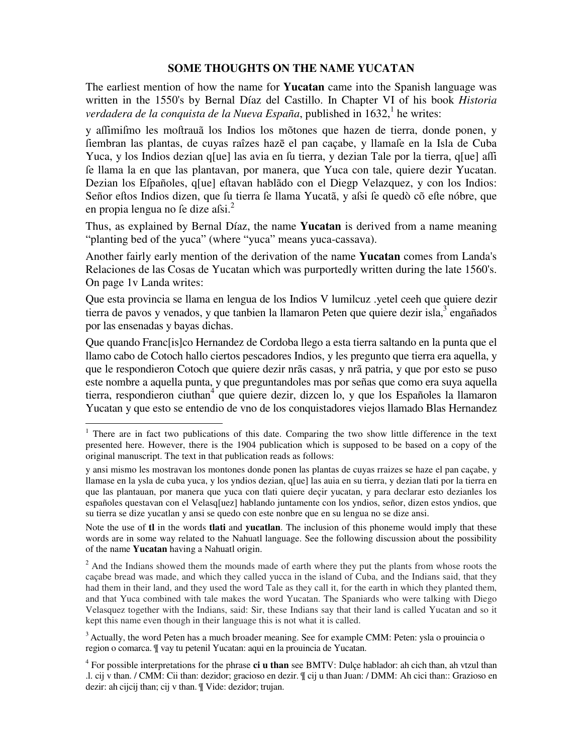# SOME THOUGHTS ON THE NAME YUCATAN

The earliest mention of how the name for **Yucatan** came into the Spanish language was written in the 1550's by Bernal Díaz del Castillo. In Chapter VI of his book *Historia verdadera de la conquista de la Nueva España*, published in 1632,[1] he writes:

y aſſimiſmo les moſtrauã los Indios los mõtones que hazen de tierra, donde ponen, y ſiembran las plantas, de cuyas raîzes hazē el pan caçabe, y llamaſe en la Isla de Cuba Yuca, y los Indios dezian q[ue] las avia en ſu tierra, y dezian Tale por la tierra, q[ue] aſſi ſe llama la en que las plantavan, por manera, que Yuca con tale, quiere dezir Yucatan. Dezian los Eſpañoles, q[ue] eſtavan hablãdo con el Diegp Velazquez, y con los Indios: Señor eſtos Indios dizen, que ſu tierra ſe llama Yucatã, y aſsi ſe quedò cõ eſte nóbre, que en propia lengua no ſe dize aſsi.[2]

Thus, as explained by Bernal Díaz, the name **Yucatan** is derived from a name meaning "planting bed of the yuca" (where "yuca" means yuca-cassava).

Another fairly early mention of the derivation of the name **Yucatan** comes from Landa's Relaciones de las Cosas de Yucatan which was purportedly written during the late 1560's. On page 1v Landa writes:

Que esta provincia se llama en lengua de los Indios V lumilcuz .yetel ceeh que quiere dezir tierra de pavos y venados, y que tanbien la llamaron Peten que quiere dezir isla,[3] engañados por las ensenadas y bayas dichas.

Que quando Franc[is]co Hernandez de Cordoba llego a esta tierra saltando en la punta que el llamo cabo de Cotoch hallo ciertos pescadores Indios, y les pregunto que tierra era aquella, y que le respondieron Cotoch que quiere dezir nrãs casas, y nrã patria, y que por esto se puso este nombre a aquella punta, y que preguntandoles mas por señas que como era suya aquella tierra, respondieron ciuthan[4] que quiere dezir, dizcen lo, y que los Españoles la llamaron Yucatan y que esto se entendio de vno de los conquistadores viejos llamado Blas Hernandez

---

[1] There are in fact two publications of this date. Comparing the two show little difference in the text presented here. However, there is the 1904 publication which is supposed to be based on a copy of the original manuscript. The text in that publication reads as follows:

y ansi mismo les mostravan los montones donde ponen las plantas de cuyas rraizes se haze el pan caçabe, y llamase en la ysla de cuba yuca, y los yndios dezian, q[ue] las auia en su tierra, y dezian tlati por la tierra en que las plantauan, por manera que yuca con tlati quiere deçir yucatan, y para declarar esto dezianles los españoles questavan con el Velasq[uez] hablando juntamente con los yndios, señor, dizen estos yndios, que su tierra se dize yucatlan y ansi se quedo con este nonbre que en su lengua no se dize ansi.

Note the use of **tl** in the words **tlati** and **yucatlan**. The inclusion of this phoneme would imply that these words are in some way related to the Nahuatl language. See the following discussion about the possibility of the name **Yucatan** having a Nahuatl origin.

[2] And the Indians showed them the mounds made of earth where they put the plants from whose roots the caçabe bread was made, and which they called yucca in the island of Cuba, and the Indians said, that they had them in their land, and they used the word Tale as they call it, for the earth in which they planted them, and that Yuca combined with tale makes the word Yucatan. The Spaniards who were talking with Diego Velasquez together with the Indians, said: Sir, these Indians say that their land is called Yucatan and so it kept this name even though in their language this is not what it is called.

[3] Actually, the word Peten has a much broader meaning. See for example CMM: Peten: ysla o prouincia o region o comarca. ¶ vay tu petenil Yucatan: aqui en la prouincia de Yucatan.

[4] For possible interpretations for the phrase **ci u than** see BMTV: Dulçe hablador: ah cich than, ah vtzul than .l. cij v than. / CMM: Cii than: dezidor; gracioso en dezir. ¶ cij u than Juan: / DMM: Ah cici than:: Grazioso en dezir: ah cijcij than; cij v than. ¶ Vide: dezidor; trujan.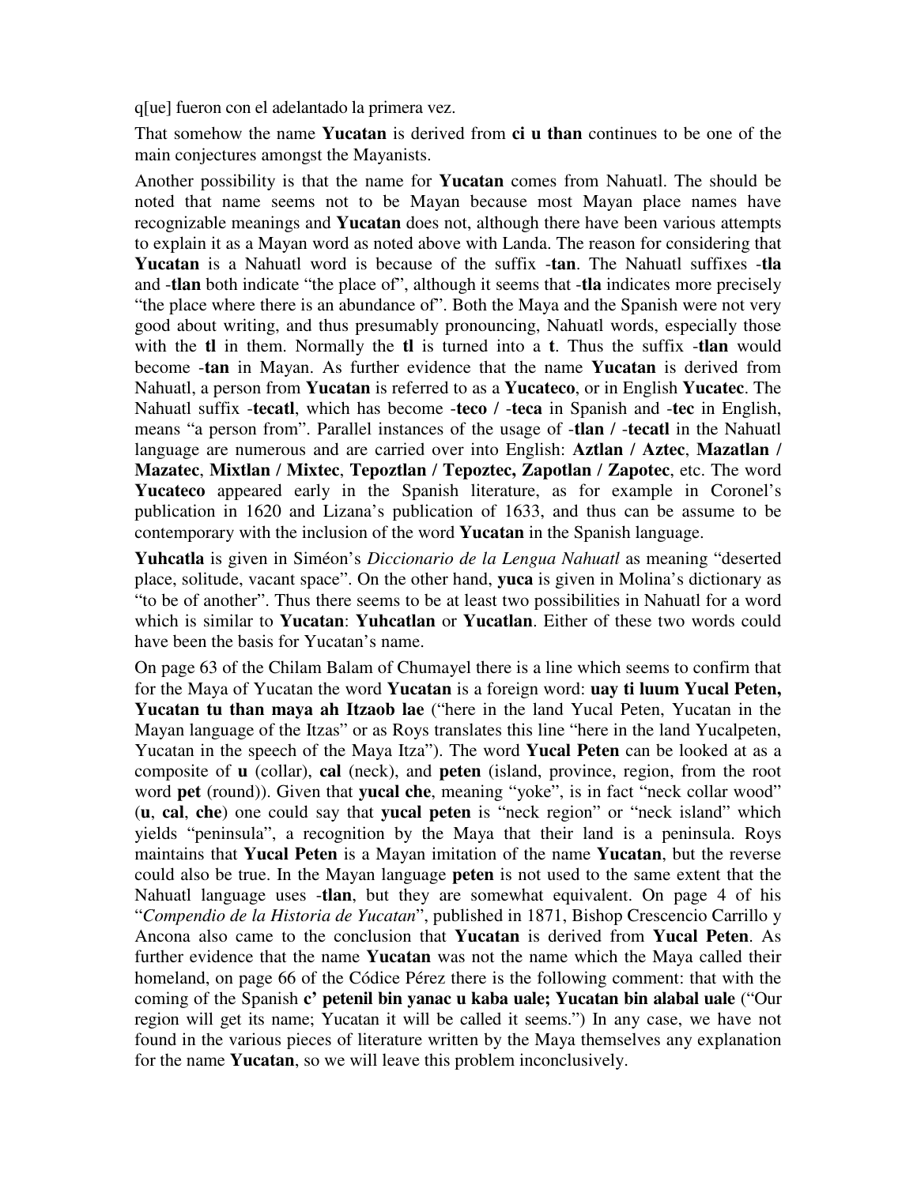q[ue] fueron con el adelantado la primera vez.

That somehow the name **Yucatan** is derived from **ci u than** continues to be one of the main conjectures amongst the Mayanists.

Another possibility is that the name for **Yucatan** comes from Nahuatl. The should be noted that name seems not to be Mayan because most Mayan place names have recognizable meanings and **Yucatan** does not, although there have been various attempts to explain it as a Mayan word as noted above with Landa. The reason for considering that **Yucatan** is a Nahuatl word is because of the suffix -**tan**. The Nahuatl suffixes -**tla** and -**tlan** both indicate "the place of", although it seems that -**tla** indicates more precisely "the place where there is an abundance of". Both the Maya and the Spanish were not very good about writing, and thus presumably pronouncing, Nahuatl words, especially those with the **tl** in them. Normally the **tl** is turned into a **t**. Thus the suffix -**tlan** would become -**tan** in Mayan. As further evidence that the name **Yucatan** is derived from Nahuatl, a person from **Yucatan** is referred to as a **Yucateco**, or in English **Yucatec**. The Nahuatl suffix -**tecatl**, which has become -**teco** / -**teca** in Spanish and -**tec** in English, means "a person from". Parallel instances of the usage of -**tlan** / -**tecatl** in the Nahuatl language are numerous and are carried over into English: **Aztlan / Aztec**, **Mazatlan / Mazatec**, **Mixtlan / Mixtec**, **Tepoztlan / Tepoztec, Zapotlan / Zapotec**, etc. The word **Yucateco** appeared early in the Spanish literature, as for example in Coronel's publication in 1620 and Lizana's publication of 1633, and thus can be assume to be contemporary with the inclusion of the word **Yucatan** in the Spanish language.

**Yuhcatla** is given in Siméon's *Diccionario de la Lengua Nahuatl* as meaning "deserted place, solitude, vacant space". On the other hand, **yuca** is given in Molina's dictionary as "to be of another". Thus there seems to be at least two possibilities in Nahuatl for a word which is similar to **Yucatan**: **Yuhcatlan** or **Yucatlan**. Either of these two words could have been the basis for Yucatan's name.

On page 63 of the Chilam Balam of Chumayel there is a line which seems to confirm that for the Maya of Yucatan the word **Yucatan** is a foreign word: **uay ti luum Yucal Peten, Yucatan tu than maya ah Itzaob lae** ("here in the land Yucal Peten, Yucatan in the Mayan language of the Itzas" or as Roys translates this line "here in the land Yucalpeten, Yucatan in the speech of the Maya Itza"). The word **Yucal Peten** can be looked at as a composite of **u** (collar), **cal** (neck), and **peten** (island, province, region, from the root word **pet** (round)). Given that **yucal che**, meaning "yoke", is in fact "neck collar wood" (**u**, **cal**, **che**) one could say that **yucal peten** is "neck region" or "neck island" which yields "peninsula", a recognition by the Maya that their land is a peninsula. Roys maintains that **Yucal Peten** is a Mayan imitation of the name **Yucatan**, but the reverse could also be true. In the Mayan language **peten** is not used to the same extent that the Nahuatl language uses -**tlan**, but they are somewhat equivalent. On page 4 of his "*Compendio de la Historia de Yucatan*", published in 1871, Bishop Crescencio Carrillo y Ancona also came to the conclusion that **Yucatan** is derived from **Yucal Peten**. As further evidence that the name **Yucatan** was not the name which the Maya called their homeland, on page 66 of the Códice Pérez there is the following comment: that with the coming of the Spanish **c' petenil bin yanac u kaba uale; Yucatan bin alabal uale** ("Our region will get its name; Yucatan it will be called it seems.") In any case, we have not found in the various pieces of literature written by the Maya themselves any explanation for the name **Yucatan**, so we will leave this problem inconclusively.